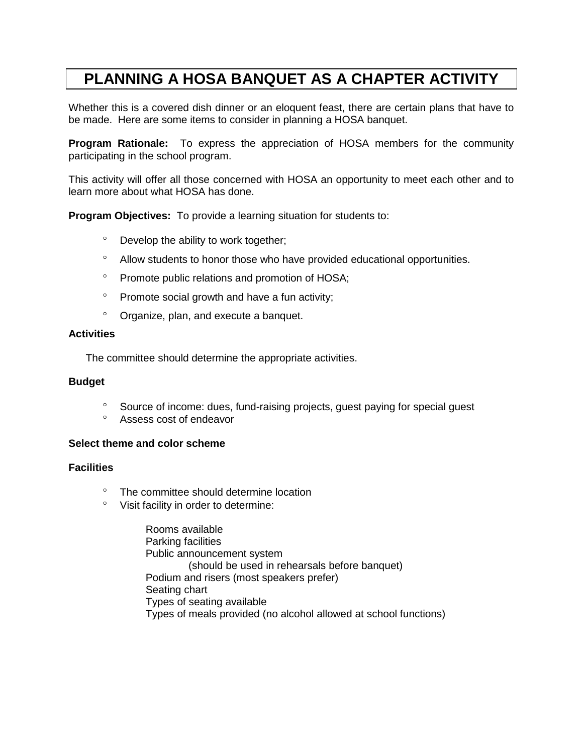# PLANNING A HOSA BANQUET AS A CHAPTER ACTIVITY

Whether this is a covered dish dinner or an eloquent feast, there are certain plans that have to be made. Here are some items to consider in planning a HOSA banquet.

**Program Rationale:** To express the appreciation of HOSA members for the community participating in the school program.

This activity will offer all those concerned with HOSA an opportunity to meet each other and to learn more about what HOSA has done.

**Program Objectives:** To provide a learning situation for students to:

- Develop the ability to work together;
- Allow students to honor those who have provided educational opportunities.
- Promote public relations and promotion of HOSA;
- Promote social growth and have a fun activity;
- Organize, plan, and execute a banquet.

**Activities**

The committee should determine the appropriate activities.

**Budget**

- Source of income: dues, fund-raising projects, guest paying for special guest
- Assess cost of endeavor

**Select theme and color scheme**

**Facilities**

- The committee should determine location
- Visit facility in order to determine:

  Rooms available
  Parking facilities
  Public announcement system
    (should be used in rehearsals before banquet)
  Podium and risers (most speakers prefer)
  Seating chart
  Types of seating available
  Types of meals provided (no alcohol allowed at school functions)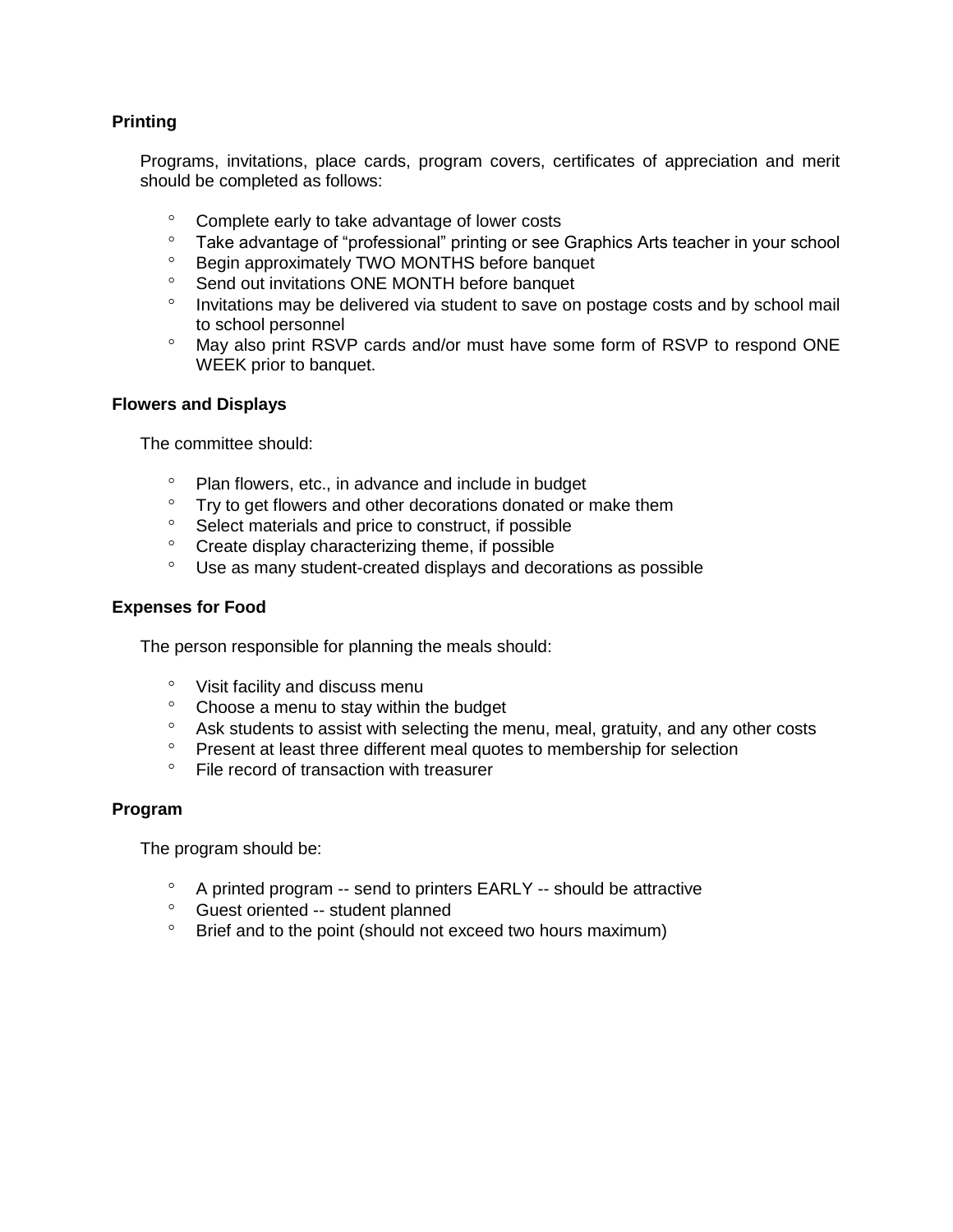**Printing**

Programs, invitations, place cards, program covers, certificates of appreciation and merit should be completed as follows:

- Complete early to take advantage of lower costs
- Take advantage of "professional" printing or see Graphics Arts teacher in your school
- Begin approximately TWO MONTHS before banquet
- Send out invitations ONE MONTH before banquet
- Invitations may be delivered via student to save on postage costs and by school mail to school personnel
- May also print RSVP cards and/or must have some form of RSVP to respond ONE WEEK prior to banquet.

**Flowers and Displays**

The committee should:

- Plan flowers, etc., in advance and include in budget
- Try to get flowers and other decorations donated or make them
- Select materials and price to construct, if possible
- Create display characterizing theme, if possible
- Use as many student-created displays and decorations as possible

**Expenses for Food**

The person responsible for planning the meals should:

- Visit facility and discuss menu
- Choose a menu to stay within the budget
- Ask students to assist with selecting the menu, meal, gratuity, and any other costs
- Present at least three different meal quotes to membership for selection
- File record of transaction with treasurer

**Program**

The program should be:

- A printed program -- send to printers EARLY -- should be attractive
- Guest oriented -- student planned
- Brief and to the point (should not exceed two hours maximum)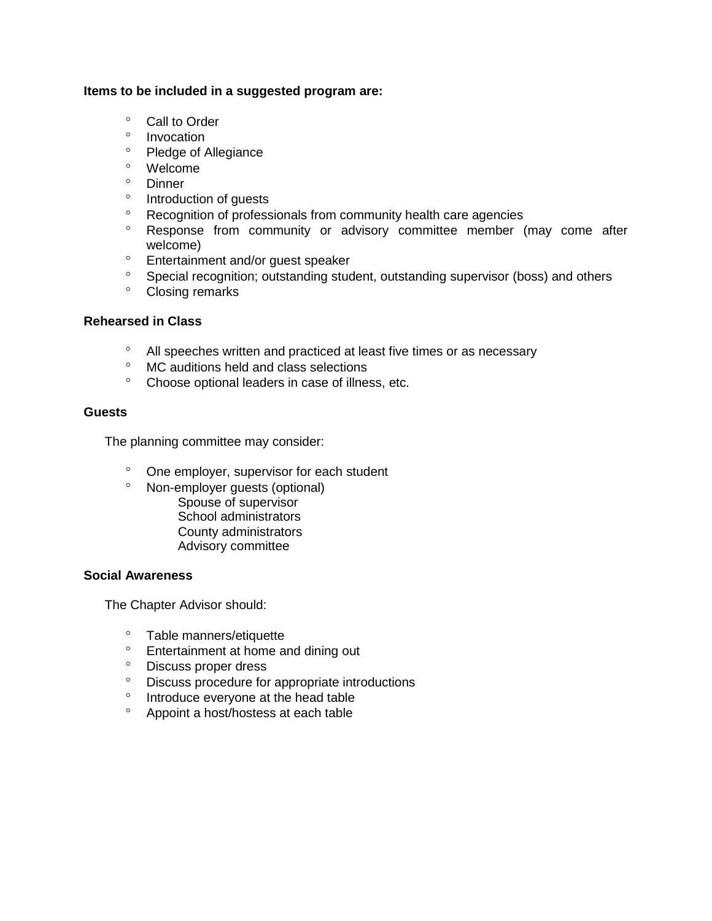**Items to be included in a suggested program are:**

- Call to Order
- Invocation
- Pledge of Allegiance
- Welcome
- Dinner
- Introduction of guests
- Recognition of professionals from community health care agencies
- Response from community or advisory committee member (may come after welcome)
- Entertainment and/or guest speaker
- Special recognition; outstanding student, outstanding supervisor (boss) and others
- Closing remarks

**Rehearsed in Class**

- All speeches written and practiced at least five times or as necessary
- MC auditions held and class selections
- Choose optional leaders in case of illness, etc.

**Guests**

The planning committee may consider:

- One employer, supervisor for each student
- Non-employer guests (optional)
  - Spouse of supervisor
  - School administrators
  - County administrators
  - Advisory committee

**Social Awareness**

The Chapter Advisor should:

- Table manners/etiquette
- Entertainment at home and dining out
- Discuss proper dress
- Discuss procedure for appropriate introductions
- Introduce everyone at the head table
- Appoint a host/hostess at each table